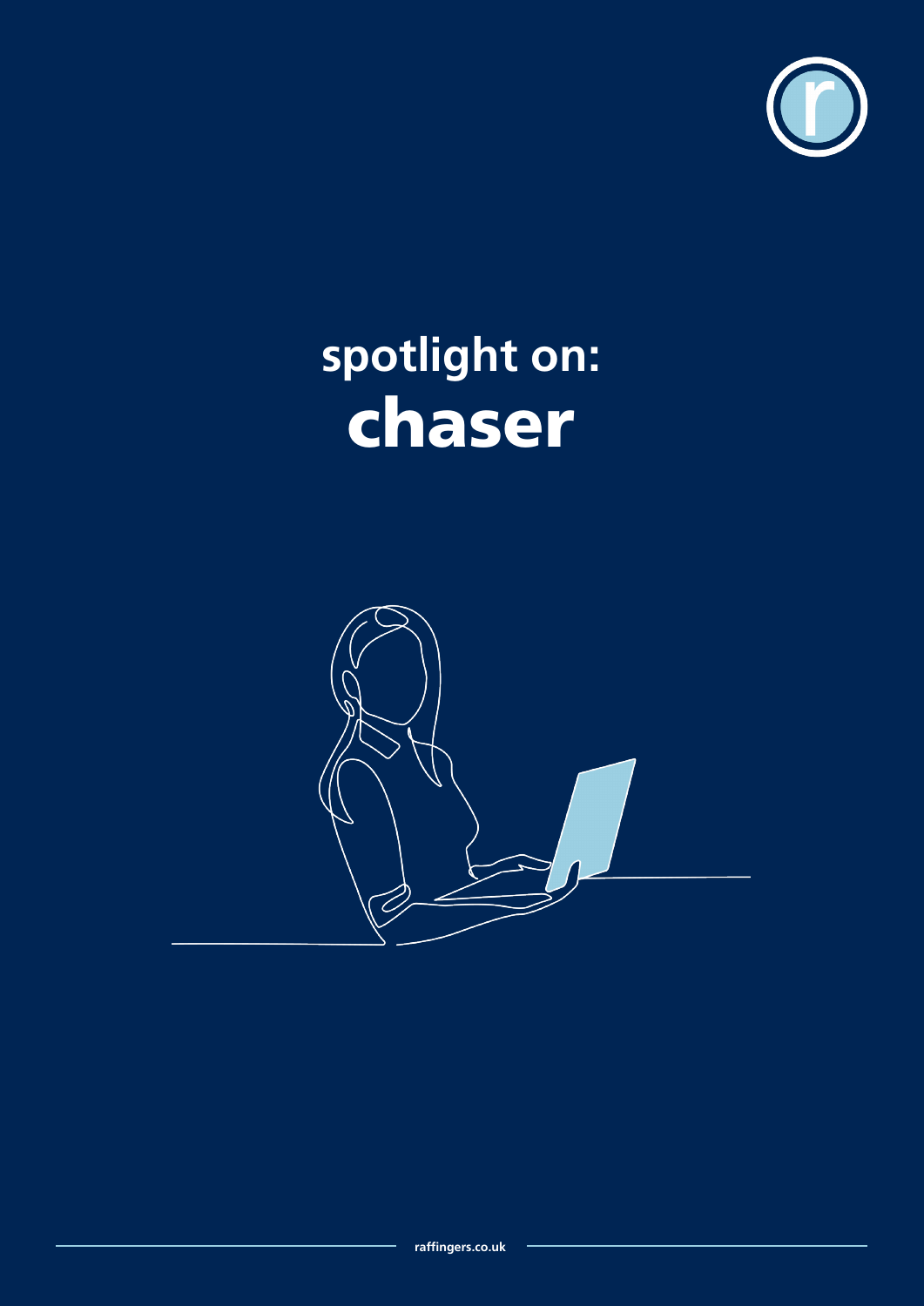# spotlight on:
# chaser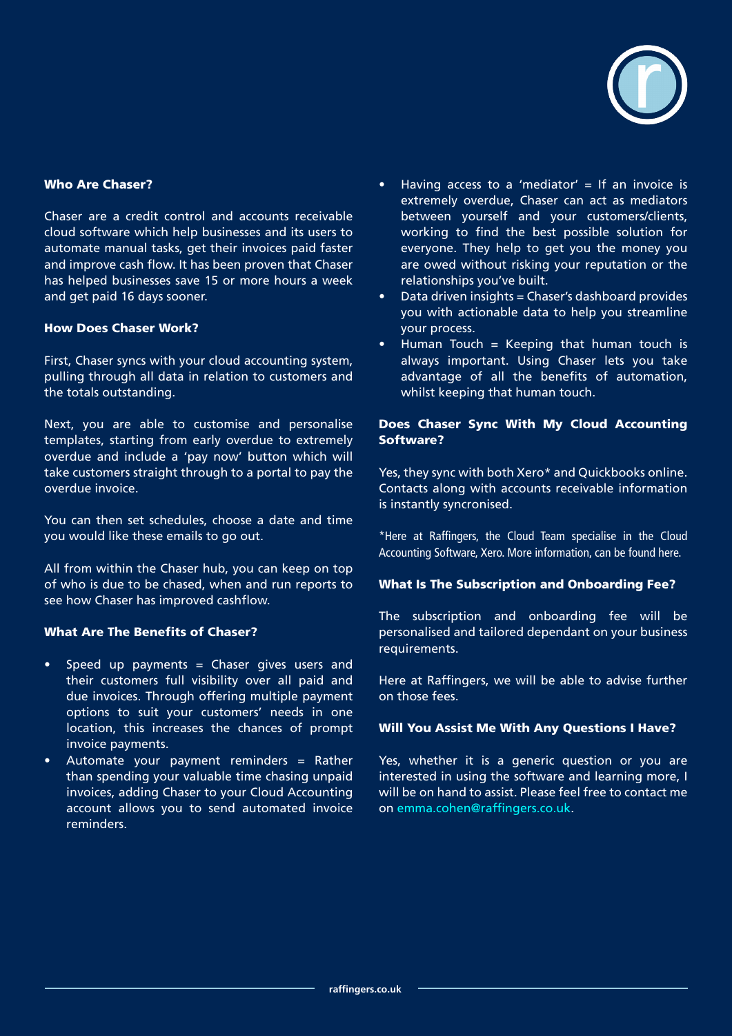## Who Are Chaser?

Chaser are a credit control and accounts receivable cloud software which help businesses and its users to automate manual tasks, get their invoices paid faster and improve cash flow. It has been proven that Chaser has helped businesses save 15 or more hours a week and get paid 16 days sooner.

## How Does Chaser Work?

First, Chaser syncs with your cloud accounting system, pulling through all data in relation to customers and the totals outstanding.

Next, you are able to customise and personalise templates, starting from early overdue to extremely overdue and include a 'pay now' button which will take customers straight through to a portal to pay the overdue invoice.

You can then set schedules, choose a date and time you would like these emails to go out.

All from within the Chaser hub, you can keep on top of who is due to be chased, when and run reports to see how Chaser has improved cashflow.

## What Are The Benefits of Chaser?

- Speed up payments = Chaser gives users and their customers full visibility over all paid and due invoices. Through offering multiple payment options to suit your customers' needs in one location, this increases the chances of prompt invoice payments.
- Automate your payment reminders = Rather than spending your valuable time chasing unpaid invoices, adding Chaser to your Cloud Accounting account allows you to send automated invoice reminders.
- Having access to a 'mediator' = If an invoice is extremely overdue, Chaser can act as mediators between yourself and your customers/clients, working to find the best possible solution for everyone. They help to get you the money you are owed without risking your reputation or the relationships you've built.
- Data driven insights = Chaser's dashboard provides you with actionable data to help you streamline your process.
- Human Touch = Keeping that human touch is always important. Using Chaser lets you take advantage of all the benefits of automation, whilst keeping that human touch.

## Does Chaser Sync With My Cloud Accounting Software?

Yes, they sync with both Xero* and Quickbooks online. Contacts along with accounts receivable information is instantly syncronised.

*Here at Raffingers, the Cloud Team specialise in the Cloud Accounting Software, Xero. More information, can be found here.

## What Is The Subscription and Onboarding Fee?

The subscription and onboarding fee will be personalised and tailored dependant on your business requirements.

Here at Raffingers, we will be able to advise further on those fees.

## Will You Assist Me With Any Questions I Have?

Yes, whether it is a generic question or you are interested in using the software and learning more, I will be on hand to assist. Please feel free to contact me on emma.cohen@raffingers.co.uk.